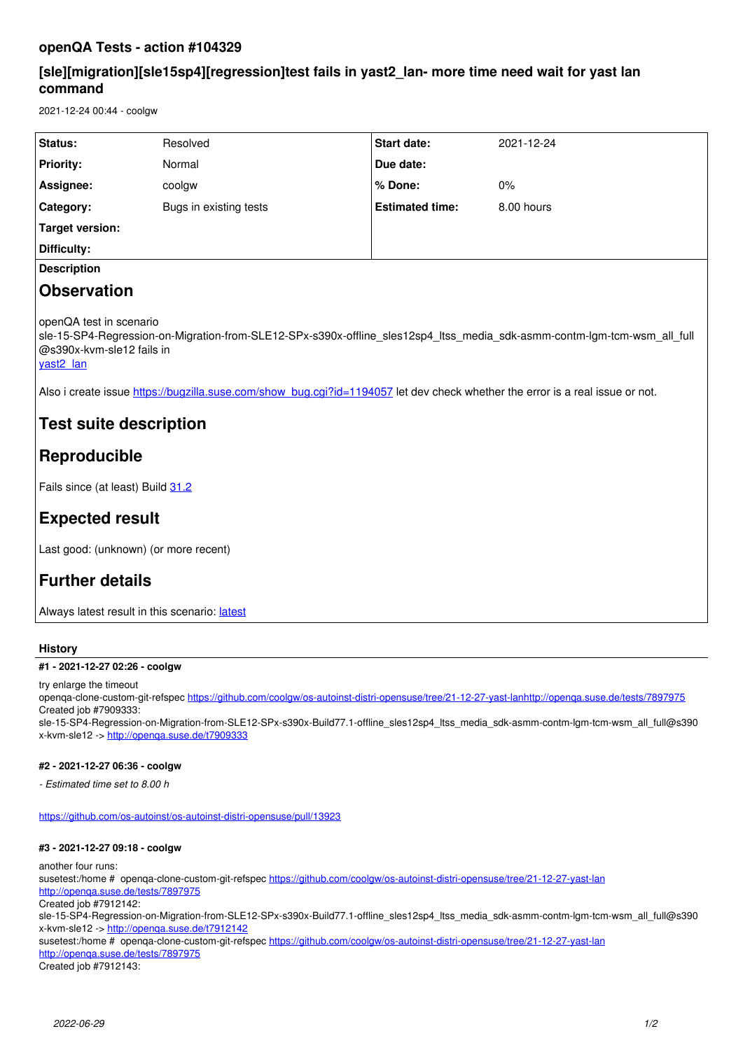# openQA Tests - action #104329

## [sle][migration][sle15sp4][regression]test fails in yast2_lan- more time need wait for yast lan command

2021-12-24 00:44 - coolgw

| | | | |
|---|---|---|---|
| **Status:** | Resolved | **Start date:** | 2021-12-24 |
| **Priority:** | Normal | **Due date:** | |
| **Assignee:** | coolgw | **% Done:** | 0% |
| **Category:** | Bugs in existing tests | **Estimated time:** | 8.00 hours |
| **Target version:** | | | |
| **Difficulty:** | | | |

**Description**

## Observation

openQA test in scenario sle-15-SP4-Regression-on-Migration-from-SLE12-SPx-s390x-offline_sles12sp4_ltss_media_sdk-asmm-contm-lgm-tcm-wsm_all_full @s390x-kvm-sle12 fails in
yast2_lan

Also i create issue https://bugzilla.suse.com/show_bug.cgi?id=1194057 let dev check whether the error is a real issue or not.

## Test suite description

## Reproducible

Fails since (at least) Build 31.2

## Expected result

Last good: (unknown) (or more recent)

## Further details

Always latest result in this scenario: latest

### History

#### #1 - 2021-12-27 02:26 - coolgw

try enlarge the timeout
openqa-clone-custom-git-refspec https://github.com/coolgw/os-autoinst-distri-opensuse/tree/21-12-27-yast-lanhttp://openqa.suse.de/tests/7897975
Created job #7909333:
sle-15-SP4-Regression-on-Migration-from-SLE12-SPx-s390x-Build77.1-offline_sles12sp4_ltss_media_sdk-asmm-contm-lgm-tcm-wsm_all_full@s390x-kvm-sle12 -> http://openqa.suse.de/t7909333

#### #2 - 2021-12-27 06:36 - coolgw

*- Estimated time set to 8.00 h*

https://github.com/os-autoinst/os-autoinst-distri-opensuse/pull/13923

#### #3 - 2021-12-27 09:18 - coolgw

another four runs:
susetest:/home # openqa-clone-custom-git-refspec https://github.com/coolgw/os-autoinst-distri-opensuse/tree/21-12-27-yast-lan http://openqa.suse.de/tests/7897975
Created job #7912142:
sle-15-SP4-Regression-on-Migration-from-SLE12-SPx-s390x-Build77.1-offline_sles12sp4_ltss_media_sdk-asmm-contm-lgm-tcm-wsm_all_full@s390x-kvm-sle12 -> http://openqa.suse.de/t7912142
susetest:/home # openqa-clone-custom-git-refspec https://github.com/coolgw/os-autoinst-distri-opensuse/tree/21-12-27-yast-lan http://openqa.suse.de/tests/7897975
Created job #7912143: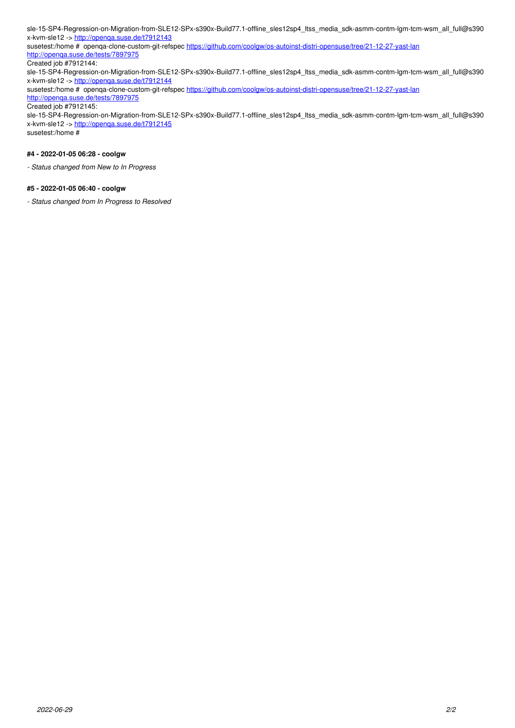sle-15-SP4-Regression-on-Migration-from-SLE12-SPx-s390x-Build77.1-offline_sles12sp4_ltss_media_sdk-asmm-contm-lgm-tcm-wsm_all_full@s390x-kvm-sle12 -> http://openqa.suse.de/t7912143
susetest:/home # openqa-clone-custom-git-refspec https://github.com/coolgw/os-autoinst-distri-opensuse/tree/21-12-27-yast-lan http://openqa.suse.de/tests/7897975
Created job #7912144:
sle-15-SP4-Regression-on-Migration-from-SLE12-SPx-s390x-Build77.1-offline_sles12sp4_ltss_media_sdk-asmm-contm-lgm-tcm-wsm_all_full@s390x-kvm-sle12 -> http://openqa.suse.de/t7912144
susetest:/home # openqa-clone-custom-git-refspec https://github.com/coolgw/os-autoinst-distri-opensuse/tree/21-12-27-yast-lan http://openqa.suse.de/tests/7897975
Created job #7912145:
sle-15-SP4-Regression-on-Migration-from-SLE12-SPx-s390x-Build77.1-offline_sles12sp4_ltss_media_sdk-asmm-contm-lgm-tcm-wsm_all_full@s390x-kvm-sle12 -> http://openqa.suse.de/t7912145
susetest:/home #

#### #4 - 2022-01-05 06:28 - coolgw

*- Status changed from New to In Progress*

#### #5 - 2022-01-05 06:40 - coolgw

*- Status changed from In Progress to Resolved*